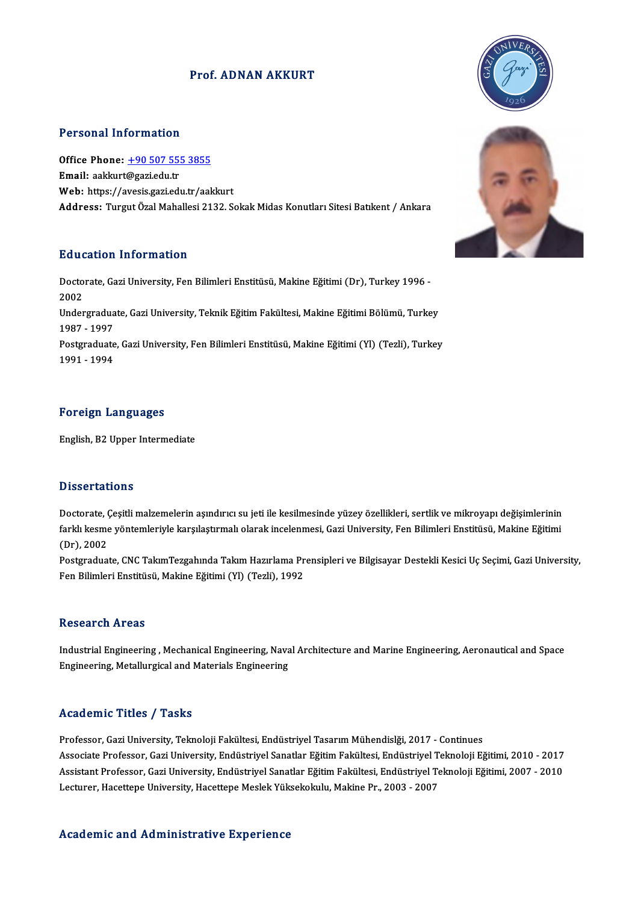# Prof. ADNAN AKKURT

## Personal Information

**Office Phone:** +90 507 555 3855
**Email:** aakkurt@gazi.edu.tr
**Web:** https://avesis.gazi.edu.tr/aakkurt
**Address:** Turgut Özal Mahallesi 2132. Sokak Midas Konutları Sitesi Batıkent / Ankara

## Education Information

Doctorate, Gazi University, Fen Bilimleri Enstitüsü, Makine Eğitimi (Dr), Turkey 1996 - 2002
Undergraduate, Gazi University, Teknik Eğitim Fakültesi, Makine Eğitimi Bölümü, Turkey 1987 - 1997
Postgraduate, Gazi University, Fen Bilimleri Enstitüsü, Makine Eğitimi (Yl) (Tezli), Turkey 1991 - 1994

## Foreign Languages

English, B2 Upper Intermediate

## Dissertations

Doctorate, Çeşitli malzemelerin aşındırıcı su jeti ile kesilmesinde yüzey özellikleri, sertlik ve mikroyapı değişimlerinin farklı kesme yöntemleriyle karşılaştırmalı olarak incelenmesi, Gazi University, Fen Bilimleri Enstitüsü, Makine Eğitimi (Dr), 2002
Postgraduate, CNC TakımTezgahında Takım Hazırlama Prensipleri ve Bilgisayar Destekli Kesici Uç Seçimi, Gazi University, Fen Bilimleri Enstitüsü, Makine Eğitimi (Yl) (Tezli), 1992

## Research Areas

Industrial Engineering , Mechanical Engineering, Naval Architecture and Marine Engineering, Aeronautical and Space Engineering, Metallurgical and Materials Engineering

## Academic Titles / Tasks

Professor, Gazi University, Teknoloji Fakültesi, Endüstriyel Tasarım Mühendislği, 2017 - Continues
Associate Professor, Gazi University, Endüstriyel Sanatlar Eğitim Fakültesi, Endüstriyel Teknoloji Eğitimi, 2010 - 2017
Assistant Professor, Gazi University, Endüstriyel Sanatlar Eğitim Fakültesi, Endüstriyel Teknoloji Eğitimi, 2007 - 2010
Lecturer, Hacettepe University, Hacettepe Meslek Yüksekokulu, Makine Pr., 2003 - 2007

## Academic and Administrative Experience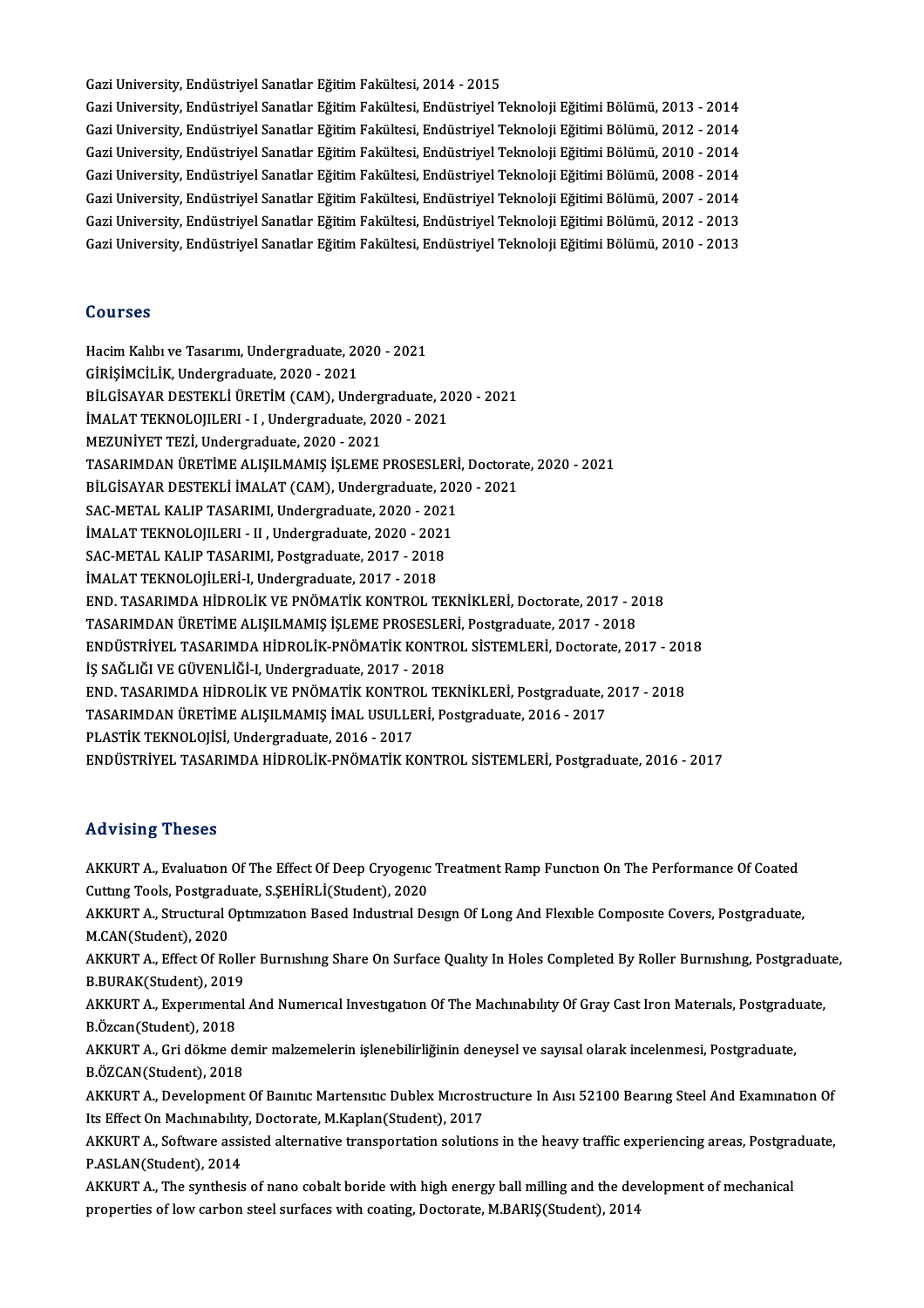Gazi University, Endüstriyel Sanatlar Eğitim Fakültesi, 2014 - 2015
Gazi University, Endüstriyel Sanatlar Eğitim Fakültesi, Endüstriyel Teknoloji Eğitimi Bölümü, 2013 - 2014
Gazi University, Endüstriyel Sanatlar Eğitim Fakültesi, Endüstriyel Teknoloji Eğitimi Bölümü, 2012 - 2014
Gazi University, Endüstriyel Sanatlar Eğitim Fakültesi, Endüstriyel Teknoloji Eğitimi Bölümü, 2010 - 2014
Gazi University, Endüstriyel Sanatlar Eğitim Fakültesi, Endüstriyel Teknoloji Eğitimi Bölümü, 2008 - 2014
Gazi University, Endüstriyel Sanatlar Eğitim Fakültesi, Endüstriyel Teknoloji Eğitimi Bölümü, 2007 - 2014
Gazi University, Endüstriyel Sanatlar Eğitim Fakültesi, Endüstriyel Teknoloji Eğitimi Bölümü, 2012 - 2013
Gazi University, Endüstriyel Sanatlar Eğitim Fakültesi, Endüstriyel Teknoloji Eğitimi Bölümü, 2010 - 2013

## Courses

Hacim Kalıbı ve Tasarımı, Undergraduate, 2020 - 2021
GİRİŞİMCİLİK, Undergraduate, 2020 - 2021
BİLGİSAYAR DESTEKLİ ÜRETİM (CAM), Undergraduate, 2020 - 2021
İMALAT TEKNOLOJILERI - I , Undergraduate, 2020 - 2021
MEZUNİYET TEZİ, Undergraduate, 2020 - 2021
TASARIMDAN ÜRETİME ALIŞILMAMIŞ İŞLEME PROSESLERİ, Doctorate, 2020 - 2021
BİLGİSAYAR DESTEKLİ İMALAT (CAM), Undergraduate, 2020 - 2021
SAC-METAL KALIP TASARIMI, Undergraduate, 2020 - 2021
İMALAT TEKNOLOJILERI - II , Undergraduate, 2020 - 2021
SAC-METAL KALIP TASARIMI, Postgraduate, 2017 - 2018
İMALAT TEKNOLOJİLERİ-I, Undergraduate, 2017 - 2018
END. TASARIMDA HİDROLİK VE PNÖMATİK KONTROL TEKNİKLERİ, Doctorate, 2017 - 2018
TASARIMDAN ÜRETİME ALIŞILMAMIŞ İŞLEME PROSESLERİ, Postgraduate, 2017 - 2018
ENDÜSTRİYEL TASARIMDA HİDROLİK-PNÖMATİK KONTROL SİSTEMLERİ, Doctorate, 2017 - 2018
İŞ SAĞLIĞI VE GÜVENLİĞİ-I, Undergraduate, 2017 - 2018
END. TASARIMDA HİDROLİK VE PNÖMATİK KONTROL TEKNİKLERİ, Postgraduate, 2017 - 2018
TASARIMDAN ÜRETİME ALIŞILMAMIŞ İMAL USULLERİ, Postgraduate, 2016 - 2017
PLASTİK TEKNOLOJİSİ, Undergraduate, 2016 - 2017
ENDÜSTRİYEL TASARIMDA HİDROLİK-PNÖMATİK KONTROL SİSTEMLERİ, Postgraduate, 2016 - 2017

## Advising Theses

AKKURT A., Evaluatıon Of The Effect Of Deep Cryogenıc Treatment Ramp Functıon On The Performance Of Coated Cuttıng Tools, Postgraduate, S.ŞEHİRLİ(Student), 2020

AKKURT A., Structural Optımızatıon Based Industrıal Desıgn Of Long And Flexıble Composıte Covers, Postgraduate, M.CAN(Student), 2020

AKKURT A., Effect Of Roller Burnıshıng Share On Surface Qualıty In Holes Completed By Roller Burnıshıng, Postgraduate, B.BURAK(Student), 2019

AKKURT A., Experımental And Numerıcal Investıgatıon Of The Machınabılıty Of Gray Cast Iron Materıals, Postgraduate, B.Özcan(Student), 2018

AKKURT A., Gri dökme demir malzemelerin işlenebilirliğinin deneysel ve sayısal olarak incelenmesi, Postgraduate, B.ÖZCAN(Student), 2018

AKKURT A., Development Of Baınıtıc Martensıtıc Dublex Mıcrostructure In Aısı 52100 Bearıng Steel And Examınatıon Of Its Effect On Machınabılıty, Doctorate, M.Kaplan(Student), 2017

AKKURT A., Software assisted alternative transportation solutions in the heavy traffic experiencing areas, Postgraduate, P.ASLAN(Student), 2014

AKKURT A., The synthesis of nano cobalt boride with high energy ball milling and the development of mechanical properties of low carbon steel surfaces with coating, Doctorate, M.BARIŞ(Student), 2014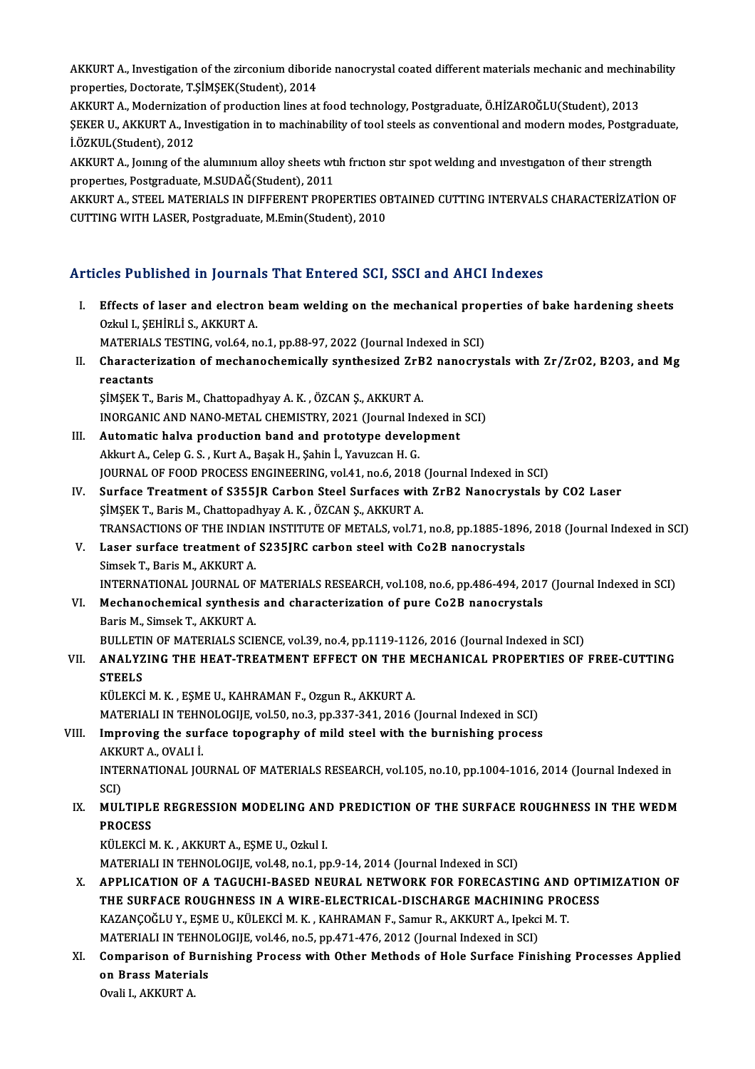AKKURT A., Investigation of the zirconium diboride nanocrystal coated different materials mechanic and mechinability properties, Doctorate, T.ŞİMŞEK(Student), 2014

AKKURT A., Modernization of production lines at food technology, Postgraduate, Ö.HİZAROĞLU(Student), 2013

ŞEKER U., AKKURT A., Investigation in to machinability of tool steels as conventional and modern modes, Postgraduate, İ.ÖZKUL(Student), 2012

AKKURT A., Joınıng of the alumınıum alloy sheets wıth frıctıon stır spot weldıng and ınvestıgatıon of theır strength propertıes, Postgraduate, M.SUDAĞ(Student), 2011

AKKURT A., STEEL MATERIALS IN DIFFERENT PROPERTIES OBTAINED CUTTING INTERVALS CHARACTERİZATİON OF CUTTING WITH LASER, Postgraduate, M.Emin(Student), 2010

## Articles Published in Journals That Entered SCI, SSCI and AHCI Indexes

I. **Effects of laser and electron beam welding on the mechanical properties of bake hardening sheets**
   Ozkul I., ŞEHİRLİ S., AKKURT A.
   MATERIALS TESTING, vol.64, no.1, pp.88-97, 2022 (Journal Indexed in SCI)

II. **Characterization of mechanochemically synthesized ZrB2 nanocrystals with Zr/ZrO2, B2O3, and Mg reactants**
   ŞİMŞEK T., Baris M., Chattopadhyay A. K. , ÖZCAN Ş., AKKURT A.
   INORGANIC AND NANO-METAL CHEMISTRY, 2021 (Journal Indexed in SCI)

III. **Automatic halva production band and prototype development**
   Akkurt A., Celep G. S. , Kurt A., Başak H., Şahin İ., Yavuzcan H. G.
   JOURNAL OF FOOD PROCESS ENGINEERING, vol.41, no.6, 2018 (Journal Indexed in SCI)

IV. **Surface Treatment of S355JR Carbon Steel Surfaces with ZrB2 Nanocrystals by CO2 Laser**
   ŞİMŞEK T., Baris M., Chattopadhyay A. K. , ÖZCAN Ş., AKKURT A.
   TRANSACTIONS OF THE INDIAN INSTITUTE OF METALS, vol.71, no.8, pp.1885-1896, 2018 (Journal Indexed in SCI)

V. **Laser surface treatment of S235JRC carbon steel with Co2B nanocrystals**
   Simsek T., Baris M., AKKURT A.
   INTERNATIONAL JOURNAL OF MATERIALS RESEARCH, vol.108, no.6, pp.486-494, 2017 (Journal Indexed in SCI)

VI. **Mechanochemical synthesis and characterization of pure Co2B nanocrystals**
   Baris M., Simsek T., AKKURT A.
   BULLETIN OF MATERIALS SCIENCE, vol.39, no.4, pp.1119-1126, 2016 (Journal Indexed in SCI)

VII. **ANALYZING THE HEAT-TREATMENT EFFECT ON THE MECHANICAL PROPERTIES OF FREE-CUTTING STEELS**
   KÜLEKCİ M. K. , EŞME U., KAHRAMAN F., Ozgun R., AKKURT A.
   MATERIALI IN TEHNOLOGIJE, vol.50, no.3, pp.337-341, 2016 (Journal Indexed in SCI)

VIII. **Improving the surface topography of mild steel with the burnishing process**
   AKKURT A., OVALI İ.
   INTERNATIONAL JOURNAL OF MATERIALS RESEARCH, vol.105, no.10, pp.1004-1016, 2014 (Journal Indexed in SCI)

IX. **MULTIPLE REGRESSION MODELING AND PREDICTION OF THE SURFACE ROUGHNESS IN THE WEDM PROCESS**
   KÜLEKCİ M. K. , AKKURT A., EŞME U., Ozkul I.
   MATERIALI IN TEHNOLOGIJE, vol.48, no.1, pp.9-14, 2014 (Journal Indexed in SCI)

X. **APPLICATION OF A TAGUCHI-BASED NEURAL NETWORK FOR FORECASTING AND OPTIMIZATION OF THE SURFACE ROUGHNESS IN A WIRE-ELECTRICAL-DISCHARGE MACHINING PROCESS**
   KAZANÇOĞLU Y., EŞME U., KÜLEKCİ M. K. , KAHRAMAN F., Samur R., AKKURT A., Ipekci M. T.
   MATERIALI IN TEHNOLOGIJE, vol.46, no.5, pp.471-476, 2012 (Journal Indexed in SCI)

XI. **Comparison of Burnishing Process with Other Methods of Hole Surface Finishing Processes Applied on Brass Materials**
   Ovali I., AKKURT A.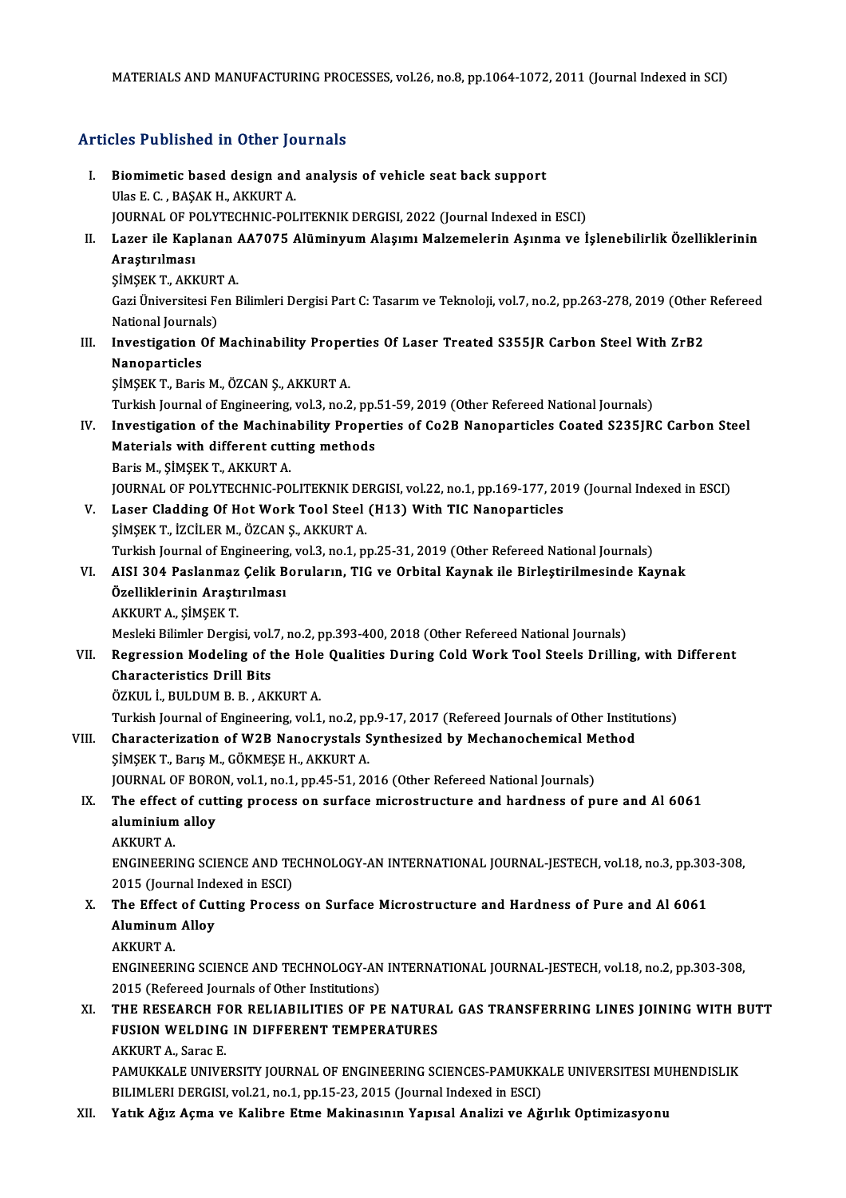MATERIALS AND MANUFACTURING PROCESSES, vol.26, no.8, pp.1064-1072, 2011 (Journal Indexed in SCI)

## Articles Published in Other Journals

I. **Biomimetic based design and analysis of vehicle seat back support**
Ulas E. C. , BAŞAK H., AKKURT A.
JOURNAL OF POLYTECHNIC-POLITEKNIK DERGISI, 2022 (Journal Indexed in ESCI)

II. **Lazer ile Kaplanan AA7075 Alüminyum Alaşımı Malzemelerin Aşınma ve İşlenebilirlik Özelliklerinin Araştırılması**
ŞİMŞEK T., AKKURT A.
Gazi Üniversitesi Fen Bilimleri Dergisi Part C: Tasarım ve Teknoloji, vol.7, no.2, pp.263-278, 2019 (Other Refereed National Journals)

III. **Investigation Of Machinability Properties Of Laser Treated S355JR Carbon Steel With ZrB2 Nanoparticles**
ŞİMŞEK T., Baris M., ÖZCAN Ş., AKKURT A.
Turkish Journal of Engineering, vol.3, no.2, pp.51-59, 2019 (Other Refereed National Journals)

IV. **Investigation of the Machinability Properties of Co2B Nanoparticles Coated S235JRC Carbon Steel Materials with different cutting methods**
Baris M., ŞİMŞEK T., AKKURT A.
JOURNAL OF POLYTECHNIC-POLITEKNIK DERGISI, vol.22, no.1, pp.169-177, 2019 (Journal Indexed in ESCI)

V. **Laser Cladding Of Hot Work Tool Steel (H13) With TIC Nanoparticles**
ŞİMŞEK T., İZCİLER M., ÖZCAN Ş., AKKURT A.
Turkish Journal of Engineering, vol.3, no.1, pp.25-31, 2019 (Other Refereed National Journals)

VI. **AISI 304 Paslanmaz Çelik Boruların, TIG ve Orbital Kaynak ile Birleştirilmesinde Kaynak Özelliklerinin Araştırılması**
AKKURT A., ŞİMŞEK T.
Mesleki Bilimler Dergisi, vol.7, no.2, pp.393-400, 2018 (Other Refereed National Journals)

VII. **Regression Modeling of the Hole Qualities During Cold Work Tool Steels Drilling, with Different Characteristics Drill Bits**
ÖZKUL İ., BULDUM B. B. , AKKURT A.
Turkish Journal of Engineering, vol.1, no.2, pp.9-17, 2017 (Refereed Journals of Other Institutions)

VIII. **Characterization of W2B Nanocrystals Synthesized by Mechanochemical Method**
ŞİMŞEK T., Barış M., GÖKMEŞE H., AKKURT A.
JOURNAL OF BORON, vol.1, no.1, pp.45-51, 2016 (Other Refereed National Journals)

IX. **The effect of cutting process on surface microstructure and hardness of pure and Al 6061 aluminium alloy**
AKKURT A.
ENGINEERING SCIENCE AND TECHNOLOGY-AN INTERNATIONAL JOURNAL-JESTECH, vol.18, no.3, pp.303-308, 2015 (Journal Indexed in ESCI)

X. **The Effect of Cutting Process on Surface Microstructure and Hardness of Pure and Al 6061 Aluminum Alloy**
AKKURT A.
ENGINEERING SCIENCE AND TECHNOLOGY-AN INTERNATIONAL JOURNAL-JESTECH, vol.18, no.2, pp.303-308, 2015 (Refereed Journals of Other Institutions)

XI. **THE RESEARCH FOR RELIABILITIES OF PE NATURAL GAS TRANSFERRING LINES JOINING WITH BUTT FUSION WELDING IN DIFFERENT TEMPERATURES**
AKKURT A., Sarac E.
PAMUKKALE UNIVERSITY JOURNAL OF ENGINEERING SCIENCES-PAMUKKALE UNIVERSITESI MUHENDISLIK BILIMLERI DERGISI, vol.21, no.1, pp.15-23, 2015 (Journal Indexed in ESCI)

XII. **Yatık Ağız Açma ve Kalibre Etme Makinasının Yapısal Analizi ve Ağırlık Optimizasyonu**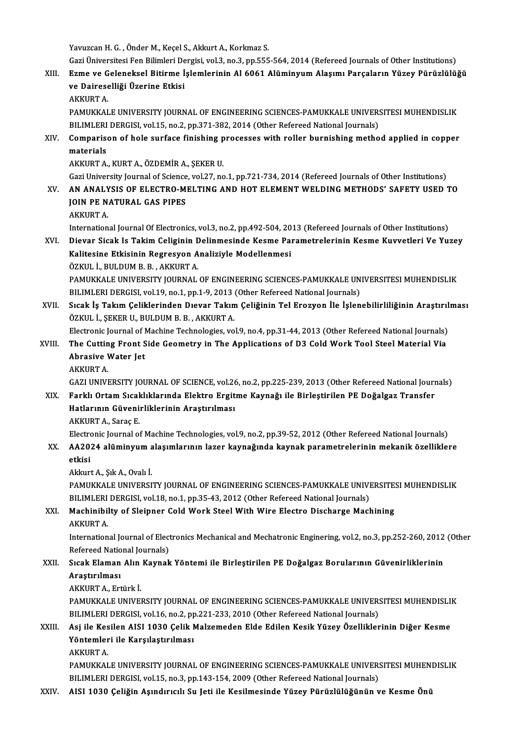Yavuzcan H. G. , Önder M., Keçel S., Akkurt A., Korkmaz S.
Gazi Üniversitesi Fen Bilimleri Dergisi, vol.3, no.3, pp.555-564, 2014 (Refereed Journals of Other Institutions)

XIII. **Ezme ve Geleneksel Bitirme İşlemlerinin Al 6061 Alüminyum Alaşımı Parçaların Yüzey Pürüzlülüğü ve Daireselliği Üzerine Etkisi**
AKKURT A.
PAMUKKALE UNIVERSITY JOURNAL OF ENGINEERING SCIENCES-PAMUKKALE UNIVERSITESI MUHENDISLIK BILIMLERI DERGISI, vol.15, no.2, pp.371-382, 2014 (Other Refereed National Journals)

XIV. **Comparison of hole surface finishing processes with roller burnishing method applied in copper materials**
AKKURT A., KURT A., ÖZDEMİR A., ŞEKER U.
Gazi University Journal of Science, vol.27, no.1, pp.721-734, 2014 (Refereed Journals of Other Institutions)

XV. **AN ANALYSIS OF ELECTRO-MELTING AND HOT ELEMENT WELDING METHODS' SAFETY USED TO JOIN PE NATURAL GAS PIPES**
AKKURT A.
International Journal Of Electronics, vol.3, no.2, pp.492-504, 2013 (Refereed Journals of Other Institutions)

XVI. **Dievar Sicak Is Takim Celiginin Delinmesinde Kesme Parametrelerinin Kesme Kuvvetleri Ve Yuzey Kalitesine Etkisinin Regresyon Analiziyle Modellenmesi**
ÖZKUL İ., BULDUM B. B. , AKKURT A.
PAMUKKALE UNIVERSITY JOURNAL OF ENGINEERING SCIENCES-PAMUKKALE UNIVERSITESI MUHENDISLIK BILIMLERI DERGISI, vol.19, no.1, pp.1-9, 2013 (Other Refereed National Journals)

XVII. **Sıcak İş Takım Çeliklerinden Dıevar Takım Çeliğinin Tel Erozyon İle İşlenebilirliliğinin Araştırılması**
ÖZKUL İ., ŞEKER U., BULDUM B. B. , AKKURT A.
Electronic Journal of Machine Technologies, vol.9, no.4, pp.31-44, 2013 (Other Refereed National Journals)

XVIII. **The Cutting Front Side Geometry in The Applications of D3 Cold Work Tool Steel Material Via Abrasive Water Jet**
AKKURT A.
GAZI UNIVERSITY JOURNAL OF SCIENCE, vol.26, no.2, pp.225-239, 2013 (Other Refereed National Journals)

XIX. **Farklı Ortam Sıcaklıklarında Elektro Ergitme Kaynağı ile Birleştirilen PE Doğalgaz Transfer Hatlarının Güvenirliklerinin Araştırılması**
AKKURT A., Saraç E.
Electronic Journal of Machine Technologies, vol.9, no.2, pp.39-52, 2012 (Other Refereed National Journals)

XX. **AA2024 alüminyum alaşımlarının lazer kaynağında kaynak parametrelerinin mekanik özelliklere etkisi**
Akkurt A., Şık A., Ovalı İ.
PAMUKKALE UNIVERSITY JOURNAL OF ENGINEERING SCIENCES-PAMUKKALE UNIVERSITESI MUHENDISLIK BILIMLERI DERGISI, vol.18, no.1, pp.35-43, 2012 (Other Refereed National Journals)

XXI. **Machinibilty of Sleipner Cold Work Steel With Wire Electro Discharge Machining**
AKKURT A.
International Journal of Electronics Mechanical and Mechatronic Enginering, vol.2, no.3, pp.252-260, 2012 (Other Refereed National Journals)

XXII. **Sıcak Elaman Alın Kaynak Yöntemi ile Birleştirilen PE Doğalgaz Borularının Güvenirliklerinin Araştırılması**
AKKURT A., Ertürk İ.
PAMUKKALE UNIVERSITY JOURNAL OF ENGINEERING SCIENCES-PAMUKKALE UNIVERSITESI MUHENDISLIK BILIMLERI DERGISI, vol.16, no.2, pp.221-233, 2010 (Other Refereed National Journals)

XXIII. **Asj ile Kesilen AISI 1030 Çelik Malzemeden Elde Edilen Kesik Yüzey Özelliklerinin Diğer Kesme Yöntemleri ile Karşılaştırılması**
AKKURT A.
PAMUKKALE UNIVERSITY JOURNAL OF ENGINEERING SCIENCES-PAMUKKALE UNIVERSITESI MUHENDISLIK BILIMLERI DERGISI, vol.15, no.3, pp.143-154, 2009 (Other Refereed National Journals)

XXIV. **AISI 1030 Çeliğin Aşındırıcılı Su Jeti ile Kesilmesinde Yüzey Pürüzlülüğünün ve Kesme Önü**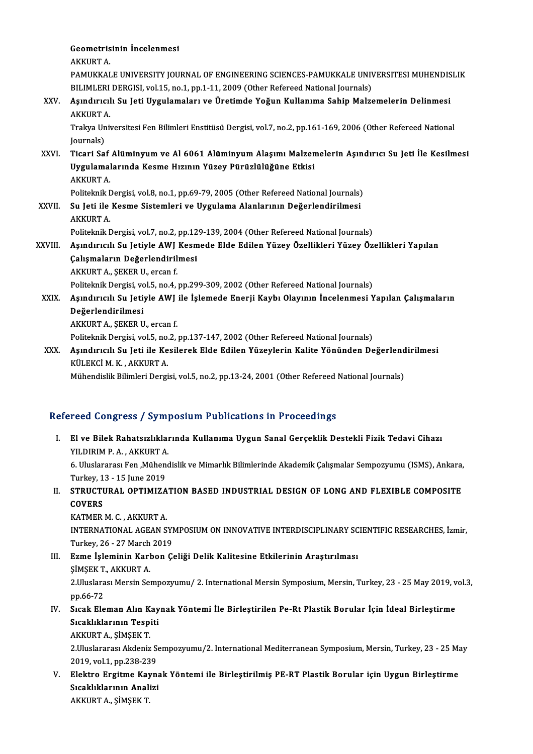Geometrisinin İncelenmesi
AKKURT A.
PAMUKKALE UNIVERSITY JOURNAL OF ENGINEERING SCIENCES-PAMUKKALE UNIVERSITESI MUHENDISLIK BILIMLERI DERGISI, vol.15, no.1, pp.1-11, 2009 (Other Refereed National Journals)

XXV. **Aşındırıcılı Su Jeti Uygulamaları ve Üretimde Yoğun Kullanıma Sahip Malzemelerin Delinmesi**
AKKURT A.
Trakya Universitesi Fen Bilimleri Enstitüsü Dergisi, vol.7, no.2, pp.161-169, 2006 (Other Refereed National Journals)

XXVI. **Ticari Saf Alüminyum ve Al 6061 Alüminyum Alaşımı Malzemelerin Aşındırıcı Su Jeti İle Kesilmesi Uygulamalarında Kesme Hızının Yüzey Pürüzlülüğüne Etkisi**
AKKURT A.
Politeknik Dergisi, vol.8, no.1, pp.69-79, 2005 (Other Refereed National Journals)

XXVII. **Su Jeti ile Kesme Sistemleri ve Uygulama Alanlarının Değerlendirilmesi**
AKKURT A.
Politeknik Dergisi, vol.7, no.2, pp.129-139, 2004 (Other Refereed National Journals)

XXVIII. **Aşındırıcılı Su Jetiyle AWJ Kesmede Elde Edilen Yüzey Özellikleri Yüzey Özellikleri Yapılan Çalışmaların Değerlendirilmesi**
AKKURT A., ŞEKER U., ercan f.
Politeknik Dergisi, vol.5, no.4, pp.299-309, 2002 (Other Refereed National Journals)

XXIX. **Aşındırıcılı Su Jetiyle AWJ ile İşlemede Enerji Kaybı Olayının İncelenmesi Yapılan Çalışmaların Değerlendirilmesi**
AKKURT A., ŞEKER U., ercan f.
Politeknik Dergisi, vol.5, no.2, pp.137-147, 2002 (Other Refereed National Journals)

XXX. **Aşındırıcılı Su Jeti ile Kesilerek Elde Edilen Yüzeylerin Kalite Yönünden Değerlendirilmesi**
KÜLEKCİ M. K. , AKKURT A.
Mühendislik Bilimleri Dergisi, vol.5, no.2, pp.13-24, 2001 (Other Refereed National Journals)

## Refereed Congress / Symposium Publications in Proceedings

I. **El ve Bilek Rahatsızlıklarında Kullanıma Uygun Sanal Gerçeklik Destekli Fizik Tedavi Cihazı**
YILDIRIM P. A. , AKKURT A.
6. Uluslararası Fen ,Mühendislik ve Mimarlık Bilimlerinde Akademik Çalışmalar Sempozyumu (ISMS), Ankara, Turkey, 13 - 15 June 2019

II. **STRUCTURAL OPTIMIZATION BASED INDUSTRIAL DESIGN OF LONG AND FLEXIBLE COMPOSITE COVERS**
KATMER M. C. , AKKURT A.
INTERNATIONAL AGEAN SYMPOSIUM ON INNOVATIVE INTERDISCIPLINARY SCIENTIFIC RESEARCHES, İzmir, Turkey, 26 - 27 March 2019

III. **Ezme İşleminin Karbon Çeliği Delik Kalitesine Etkilerinin Araştırılması**
ŞİMŞEK T., AKKURT A.
2.Uluslarası Mersin Sempozyumu/ 2. International Mersin Symposium, Mersin, Turkey, 23 - 25 May 2019, vol.3, pp.66-72

IV. **Sıcak Eleman Alın Kaynak Yöntemi İle Birleştirilen Pe-Rt Plastik Borular İçin İdeal Birleştirme Sıcaklıklarının Tespiti**
AKKURT A., ŞİMŞEK T.
2.Uluslararası Akdeniz Sempozyumu/2. International Mediterranean Symposium, Mersin, Turkey, 23 - 25 May 2019, vol.1, pp.238-239

V. **Elektro Ergitme Kaynak Yöntemi ile Birleştirilmiş PE-RT Plastik Borular için Uygun Birleştirme Sıcaklıklarının Analizi**
AKKURT A., ŞİMŞEK T.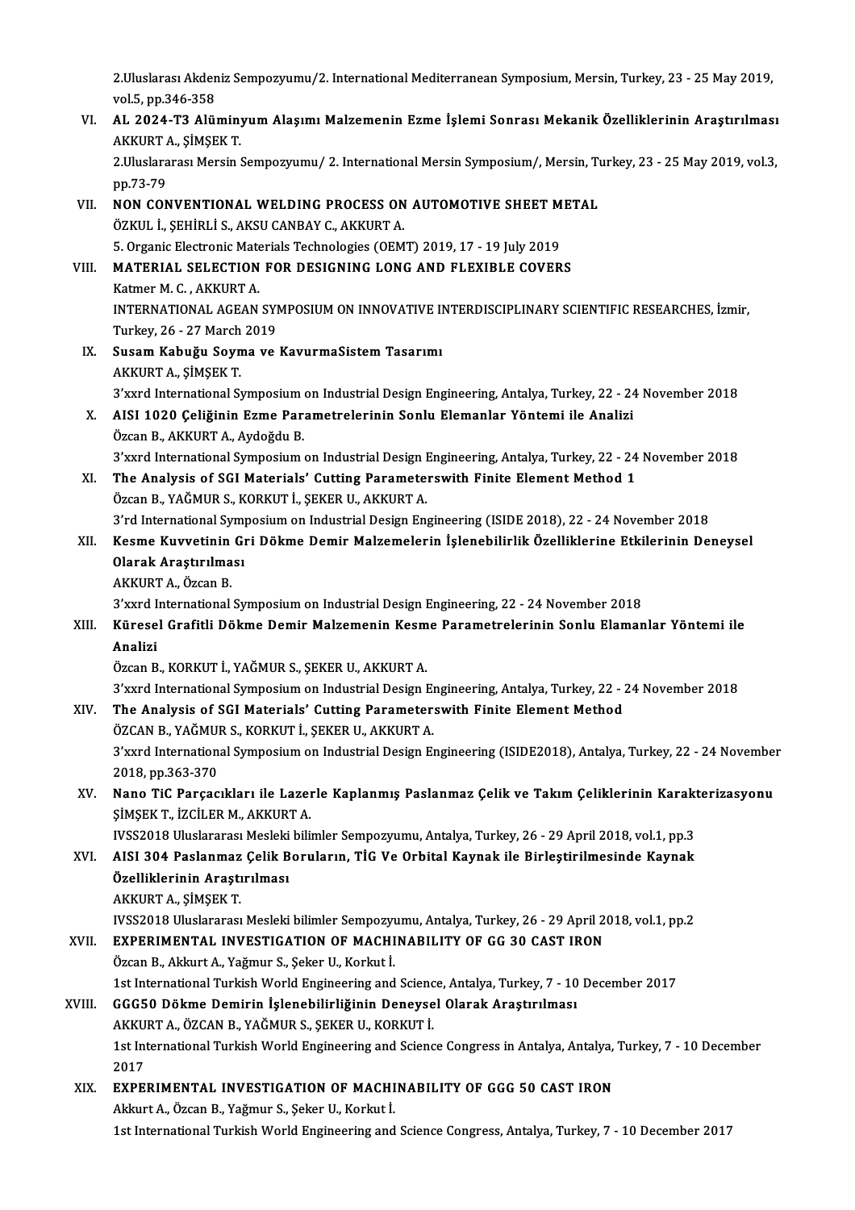2.Uluslarası Akdeniz Sempozyumu/2. International Mediterranean Symposium, Mersin, Turkey, 23 - 25 May 2019, vol.5, pp.346-358

VI. **AL 2024-T3 Alüminyum Alaşımı Malzemenin Ezme İşlemi Sonrası Mekanik Özelliklerinin Araştırılması**
AKKURT A., ŞİMŞEK T.
2.Uluslararası Mersin Sempozyumu/ 2. International Mersin Symposium/, Mersin, Turkey, 23 - 25 May 2019, vol.3, pp.73-79

VII. **NON CONVENTIONAL WELDING PROCESS ON AUTOMOTIVE SHEET METAL**
ÖZKUL İ., ŞEHİRLİ S., AKSU CANBAY C., AKKURT A.
5. Organic Electronic Materials Technologies (OEMT) 2019, 17 - 19 July 2019

VIII. **MATERIAL SELECTION FOR DESIGNING LONG AND FLEXIBLE COVERS**
Katmer M. C. , AKKURT A.
INTERNATIONAL AGEAN SYMPOSIUM ON INNOVATIVE INTERDISCIPLINARY SCIENTIFIC RESEARCHES, İzmir, Turkey, 26 - 27 March 2019

IX. **Susam Kabuğu Soyma ve KavurmaSistem Tasarımı**
AKKURT A., ŞİMŞEK T.
3'xxrd International Symposium on Industrial Design Engineering, Antalya, Turkey, 22 - 24 November 2018

X. **AISI 1020 Çeliğinin Ezme Parametrelerinin Sonlu Elemanlar Yöntemi ile Analizi**
Özcan B., AKKURT A., Aydoğdu B.
3'xxrd International Symposium on Industrial Design Engineering, Antalya, Turkey, 22 - 24 November 2018

XI. **The Analysis of SGI Materials' Cutting Parameterswith Finite Element Method 1**
Özcan B., YAĞMUR S., KORKUT İ., ŞEKER U., AKKURT A.
3'rd International Symposium on Industrial Design Engineering (ISIDE 2018), 22 - 24 November 2018

XII. **Kesme Kuvvetinin Gri Dökme Demir Malzemelerin İşlenebilirlik Özelliklerine Etkilerinin Deneysel Olarak Araştırılması**
AKKURT A., Özcan B.
3'xxrd International Symposium on Industrial Design Engineering, 22 - 24 November 2018

XIII. **Küresel Grafitli Dökme Demir Malzemenin Kesme Parametrelerinin Sonlu Elamanlar Yöntemi ile Analizi**
Özcan B., KORKUT İ., YAĞMUR S., ŞEKER U., AKKURT A.
3'xxrd International Symposium on Industrial Design Engineering, Antalya, Turkey, 22 - 24 November 2018

XIV. **The Analysis of SGI Materials' Cutting Parameterswith Finite Element Method**
ÖZCAN B., YAĞMUR S., KORKUT İ., ŞEKER U., AKKURT A.
3'xxrd International Symposium on Industrial Design Engineering (ISIDE2018), Antalya, Turkey, 22 - 24 November 2018, pp.363-370

XV. **Nano TiC Parçacıkları ile Lazerle Kaplanmış Paslanmaz Çelik ve Takım Çeliklerinin Karakterizasyonu**
ŞİMŞEK T., İZCİLER M., AKKURT A.
IVSS2018 Uluslararası Mesleki bilimler Sempozyumu, Antalya, Turkey, 26 - 29 April 2018, vol.1, pp.3

XVI. **AISI 304 Paslanmaz Çelik Boruların, TİG Ve Orbital Kaynak ile Birleştirilmesinde Kaynak Özelliklerinin Araştırılması**
AKKURT A., ŞİMŞEK T.
IVSS2018 Uluslararası Mesleki bilimler Sempozyumu, Antalya, Turkey, 26 - 29 April 2018, vol.1, pp.2

XVII. **EXPERIMENTAL INVESTIGATION OF MACHINABILITY OF GG 30 CAST IRON**
Özcan B., Akkurt A., Yağmur S., Şeker U., Korkut İ.
1st International Turkish World Engineering and Science, Antalya, Turkey, 7 - 10 December 2017

XVIII. **GGG50 Dökme Demirin İşlenebilirliğinin Deneysel Olarak Araştırılması**
AKKURT A., ÖZCAN B., YAĞMUR S., ŞEKER U., KORKUT İ.
1st International Turkish World Engineering and Science Congress in Antalya, Antalya, Turkey, 7 - 10 December 2017

XIX. **EXPERIMENTAL INVESTIGATION OF MACHINABILITY OF GGG 50 CAST IRON**
Akkurt A., Özcan B., Yağmur S., Şeker U., Korkut İ.
1st International Turkish World Engineering and Science Congress, Antalya, Turkey, 7 - 10 December 2017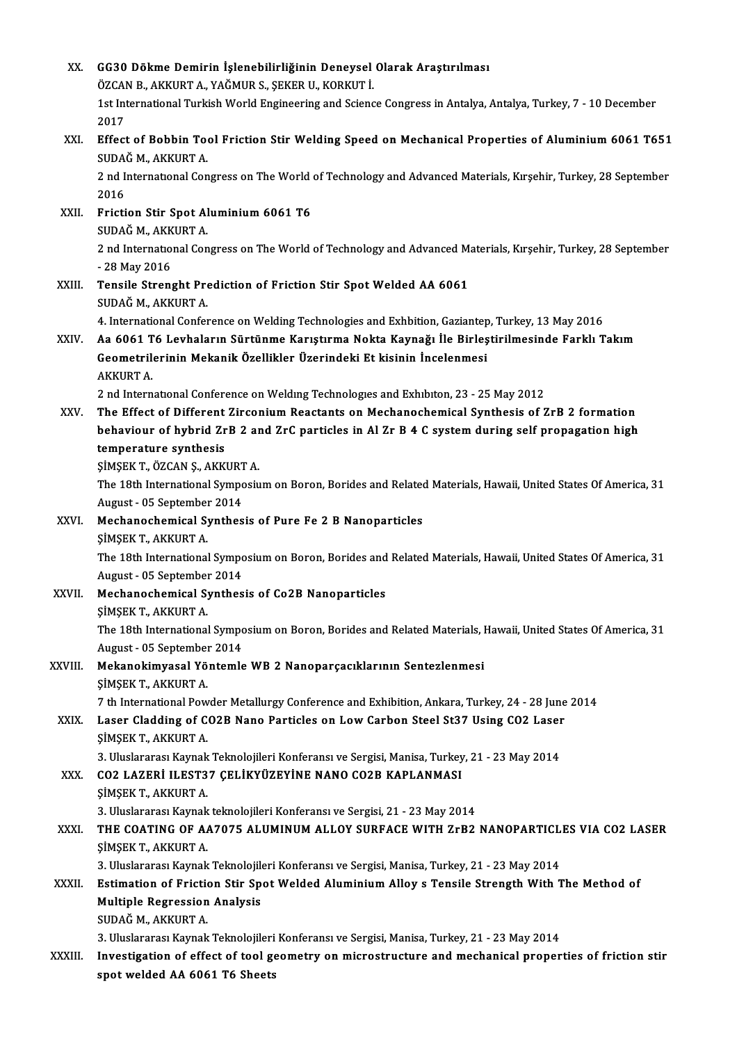XX. **GG30 Dökme Demirin İşlenebilirliğinin Deneysel Olarak Araştırılması**
ÖZCAN B., AKKURT A., YAĞMUR S., ŞEKER U., KORKUT İ.
1st International Turkish World Engineering and Science Congress in Antalya, Antalya, Turkey, 7 - 10 December 2017

XXI. **Effect of Bobbin Tool Friction Stir Welding Speed on Mechanical Properties of Aluminium 6061 T651**
SUDAĞ M., AKKURT A.
2 nd International Congress on The World of Technology and Advanced Materials, Kırşehir, Turkey, 28 September 2016

XXII. **Friction Stir Spot Aluminium 6061 T6**
SUDAĞ M., AKKURT A.
2 nd International Congress on The World of Technology and Advanced Materials, Kırşehir, Turkey, 28 September - 28 May 2016

XXIII. **Tensile Strenght Prediction of Friction Stir Spot Welded AA 6061**
SUDAĞ M., AKKURT A.
4. International Conference on Welding Technologies and Exhbition, Gaziantep, Turkey, 13 May 2016

XXIV. **Aa 6061 T6 Levhaların Sürtünme Karıştırma Nokta Kaynağı İle Birleştirilmesinde Farklı Takım Geometrilerinin Mekanik Özellikler Üzerindeki Et kisinin İncelenmesi**
AKKURT A.
2 nd International Conference on Weldıng Technologıes and Exhıbıton, 23 - 25 May 2012

XXV. **The Effect of Different Zirconium Reactants on Mechanochemical Synthesis of ZrB 2 formation behaviour of hybrid ZrB 2 and ZrC particles in Al Zr B 4 C system during self propagation high temperature synthesis**
ŞİMŞEK T., ÖZCAN Ş., AKKURT A.
The 18th International Symposium on Boron, Borides and Related Materials, Hawaii, United States Of America, 31 August - 05 September 2014

XXVI. **Mechanochemical Synthesis of Pure Fe 2 B Nanoparticles**
ŞİMŞEK T., AKKURT A.
The 18th International Symposium on Boron, Borides and Related Materials, Hawaii, United States Of America, 31 August - 05 September 2014

XXVII. **Mechanochemical Synthesis of Co2B Nanoparticles**
ŞİMŞEK T., AKKURT A.
The 18th International Symposium on Boron, Borides and Related Materials, Hawaii, United States Of America, 31 August - 05 September 2014

XXVIII. **Mekanokimyasal Yöntemle WB 2 Nanoparçacıklarının Sentezlenmesi**
ŞİMŞEK T., AKKURT A.
7 th International Powder Metallurgy Conference and Exhibition, Ankara, Turkey, 24 - 28 June 2014

XXIX. **Laser Cladding of CO2B Nano Particles on Low Carbon Steel St37 Using CO2 Laser**
ŞİMŞEK T., AKKURT A.
3. Uluslararası Kaynak Teknolojileri Konferansı ve Sergisi, Manisa, Turkey, 21 - 23 May 2014

XXX. **CO2 LAZERİ ILEST37 ÇELİKYÜZEYİNE NANO CO2B KAPLANMASI**
ŞİMŞEK T., AKKURT A.
3. Uluslararası Kaynak teknolojileri Konferansı ve Sergisi, 21 - 23 May 2014

XXXI. **THE COATING OF AA7075 ALUMINUM ALLOY SURFACE WITH ZrB2 NANOPARTICLES VIA CO2 LASER**
ŞİMŞEK T., AKKURT A.
3. Uluslararası Kaynak Teknolojileri Konferansı ve Sergisi, Manisa, Turkey, 21 - 23 May 2014

XXXII. **Estimation of Friction Stir Spot Welded Aluminium Alloy s Tensile Strength With The Method of Multiple Regression Analysis**
SUDAĞ M., AKKURT A.
3. Uluslararası Kaynak Teknolojileri Konferansı ve Sergisi, Manisa, Turkey, 21 - 23 May 2014

XXXIII. **Investigation of effect of tool geometry on microstructure and mechanical properties of friction stir spot welded AA 6061 T6 Sheets**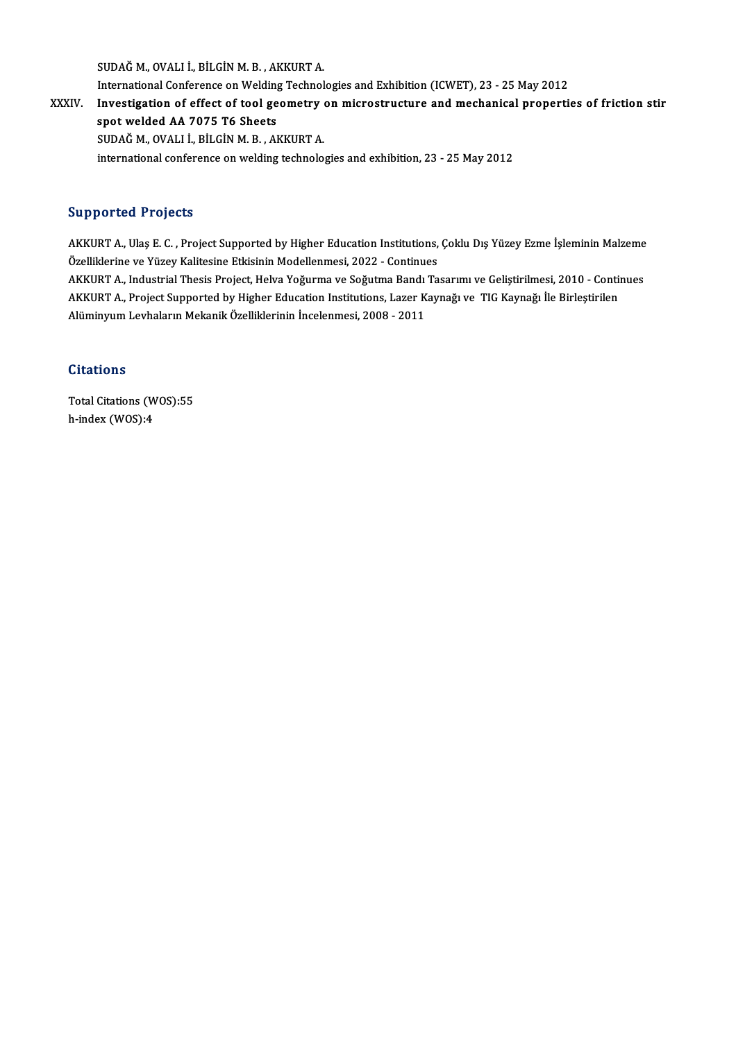SUDAĞ M., OVALI İ., BİLGİN M. B. , AKKURT A.
International Conference on Welding Technologies and Exhibition (ICWET), 23 - 25 May 2012

XXXIV. **Investigation of effect of tool geometry on microstructure and mechanical properties of friction stir spot welded AA 7075 T6 Sheets**
SUDAĞ M., OVALI İ., BİLGİN M. B. , AKKURT A.
international conference on welding technologies and exhibition, 23 - 25 May 2012

## Supported Projects

AKKURT A., Ulaş E. C. , Project Supported by Higher Education Institutions, Çoklu Dış Yüzey Ezme İşleminin Malzeme Özelliklerine ve Yüzey Kalitesine Etkisinin Modellenmesi, 2022 - Continues

AKKURT A., Industrial Thesis Project, Helva Yoğurma ve Soğutma Bandı Tasarımı ve Geliştirilmesi, 2010 - Continues

AKKURT A., Project Supported by Higher Education Institutions, Lazer Kaynağı ve TIG Kaynağı İle Birleştirilen Alüminyum Levhaların Mekanik Özelliklerinin İncelenmesi, 2008 - 2011

## Citations

Total Citations (WOS):55
h-index (WOS):4